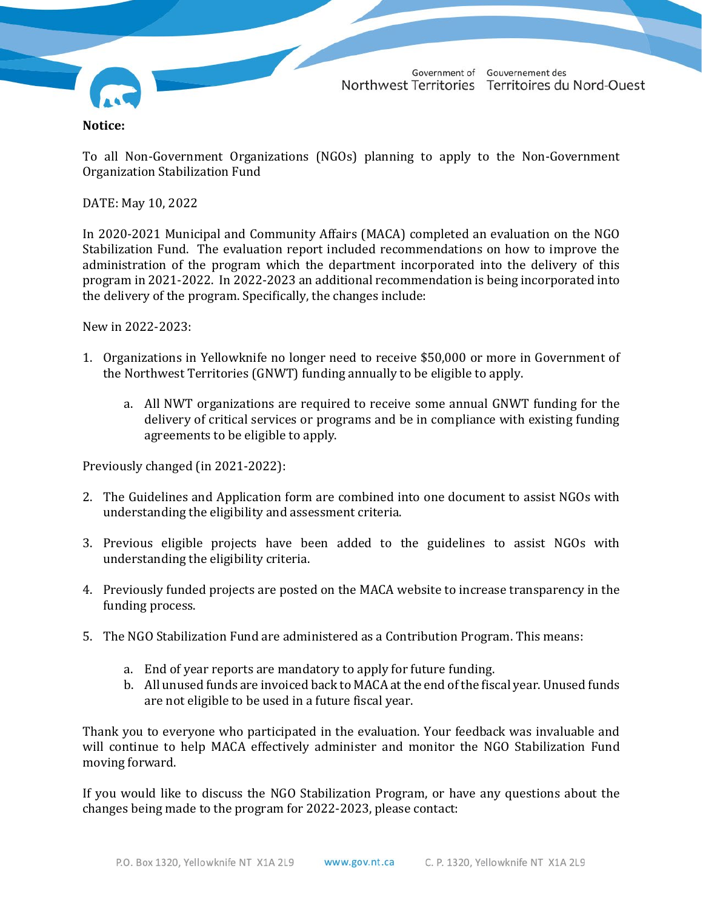Government of Northwest Territories | Gouvernement des Territoires du Nord-Ouest

**Notice:**

To all Non-Government Organizations (NGOs) planning to apply to the Non-Government Organization Stabilization Fund

DATE: May 10, 2022

In 2020-2021 Municipal and Community Affairs (MACA) completed an evaluation on the NGO Stabilization Fund. The evaluation report included recommendations on how to improve the administration of the program which the department incorporated into the delivery of this program in 2021-2022. In 2022-2023 an additional recommendation is being incorporated into the delivery of the program. Specifically, the changes include:

New in 2022-2023:

1. Organizations in Yellowknife no longer need to receive $50,000 or more in Government of the Northwest Territories (GNWT) funding annually to be eligible to apply.

    a. All NWT organizations are required to receive some annual GNWT funding for the delivery of critical services or programs and be in compliance with existing funding agreements to be eligible to apply.

Previously changed (in 2021-2022):

2. The Guidelines and Application form are combined into one document to assist NGOs with understanding the eligibility and assessment criteria.

3. Previous eligible projects have been added to the guidelines to assist NGOs with understanding the eligibility criteria.

4. Previously funded projects are posted on the MACA website to increase transparency in the funding process.

5. The NGO Stabilization Fund are administered as a Contribution Program. This means:

    a. End of year reports are mandatory to apply for future funding.
    b. All unused funds are invoiced back to MACA at the end of the fiscal year. Unused funds are not eligible to be used in a future fiscal year.

Thank you to everyone who participated in the evaluation. Your feedback was invaluable and will continue to help MACA effectively administer and monitor the NGO Stabilization Fund moving forward.

If you would like to discuss the NGO Stabilization Program, or have any questions about the changes being made to the program for 2022-2023, please contact: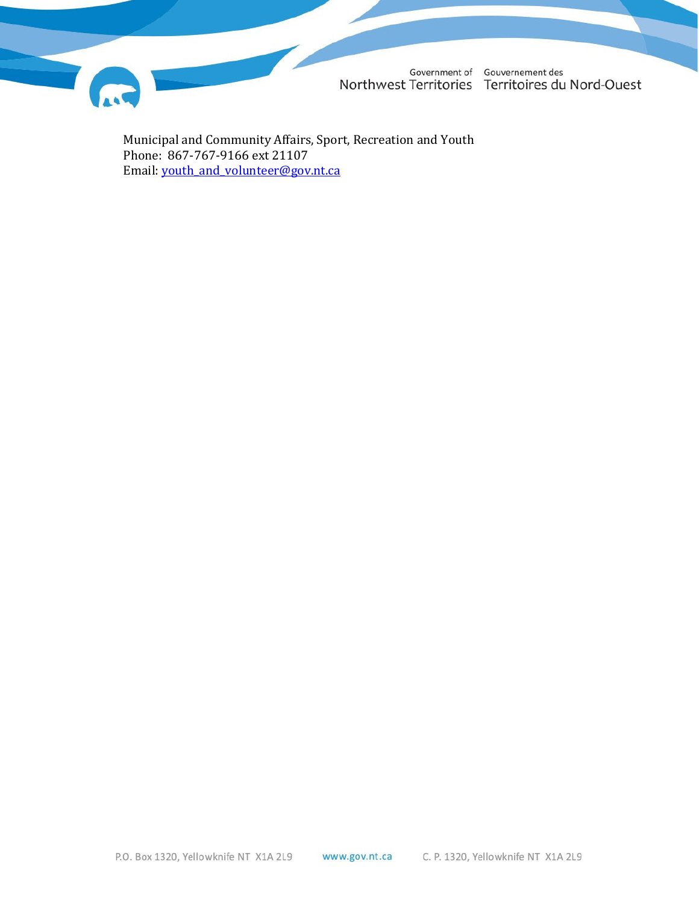Municipal and Community Affairs, Sport, Recreation and Youth
Phone: 867-767-9166 ext 21107
Email: youth_and_volunteer@gov.nt.ca